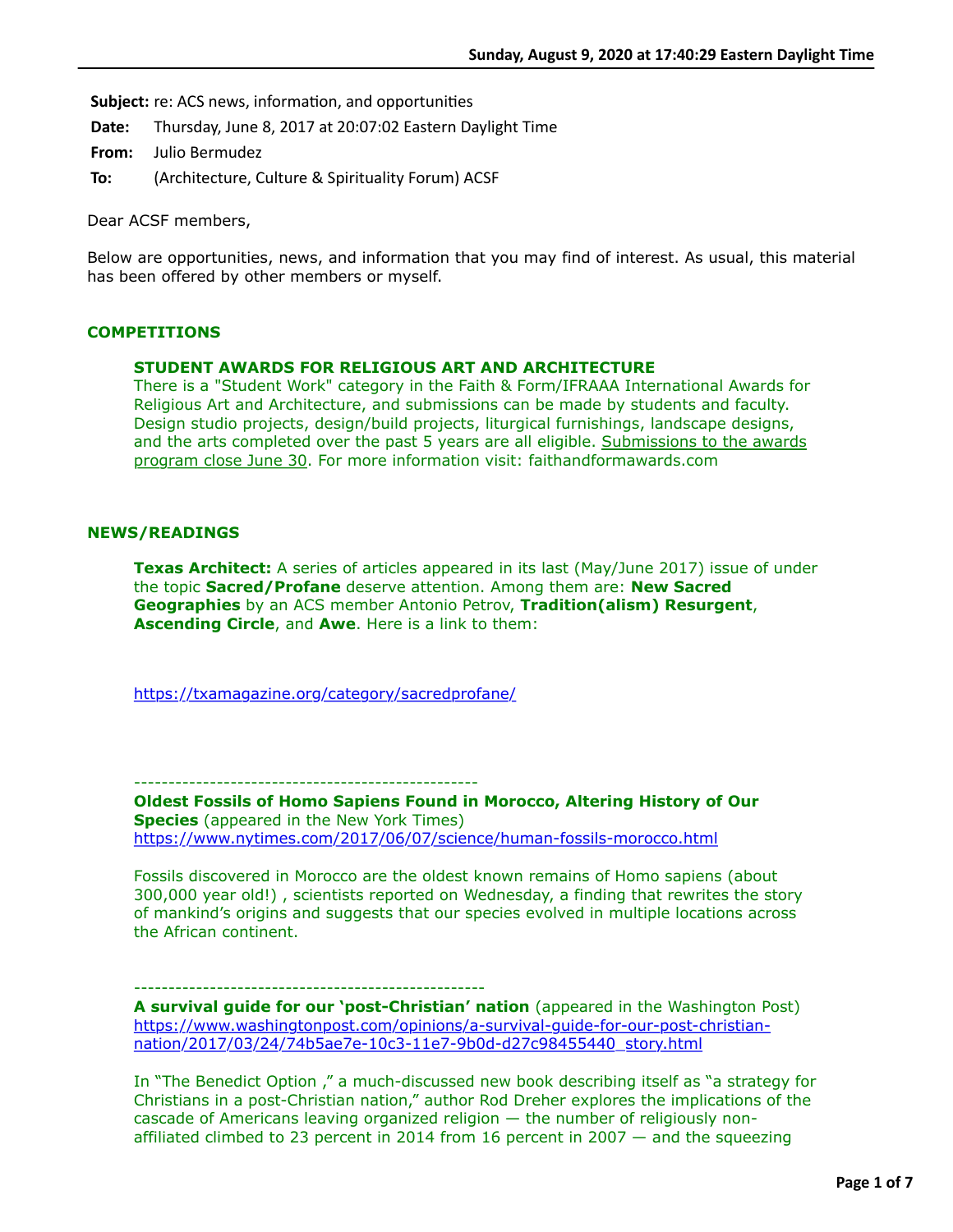**Subject:** re: ACS news, information, and opportunities

**Date:** Thursday, June 8, 2017 at 20:07:02 Eastern Daylight Time

**From:** Julio Bermudez

**To:** (Architecture, Culture & Spirituality Forum) ACSF

Dear ACSF members,

Below are opportunities, news, and information that you may find of interest. As usual, this material has been offered by other members or myself.

## COMPETITIONS

### STUDENT AWARDS FOR RELIGIOUS ART AND ARCHITECTURE

There is a "Student Work" category in the Faith & Form/IFRAAA International Awards for Religious Art and Architecture, and submissions can be made by students and faculty. Design studio projects, design/build projects, liturgical furnishings, landscape designs, and the arts completed over the past 5 years are all eligible. Submissions to the awards program close June 30. For more information visit: faithandformawards.com

## NEWS/READINGS

**Texas Architect:** A series of articles appeared in its last (May/June 2017) issue of under the topic **Sacred/Profane** deserve attention. Among them are: **New Sacred Geographies** by an ACS member Antonio Petrov, **Tradition(alism) Resurgent**, **Ascending Circle**, and **Awe**. Here is a link to them:

https://txamagazine.org/category/sacredprofane/

--------------------------------------------------

**Oldest Fossils of Homo Sapiens Found in Morocco, Altering History of Our Species** (appeared in the New York Times)
https://www.nytimes.com/2017/06/07/science/human-fossils-morocco.html

Fossils discovered in Morocco are the oldest known remains of Homo sapiens (about 300,000 year old!) , scientists reported on Wednesday, a finding that rewrites the story of mankind's origins and suggests that our species evolved in multiple locations across the African continent.

--------------------------------------------------

**A survival guide for our 'post-Christian' nation** (appeared in the Washington Post)
https://www.washingtonpost.com/opinions/a-survival-guide-for-our-post-christian-nation/2017/03/24/74b5ae7e-10c3-11e7-9b0d-d27c98455440_story.html

In "The Benedict Option ," a much-discussed new book describing itself as "a strategy for Christians in a post-Christian nation," author Rod Dreher explores the implications of the cascade of Americans leaving organized religion — the number of religiously non-affiliated climbed to 23 percent in 2014 from 16 percent in 2007 — and the squeezing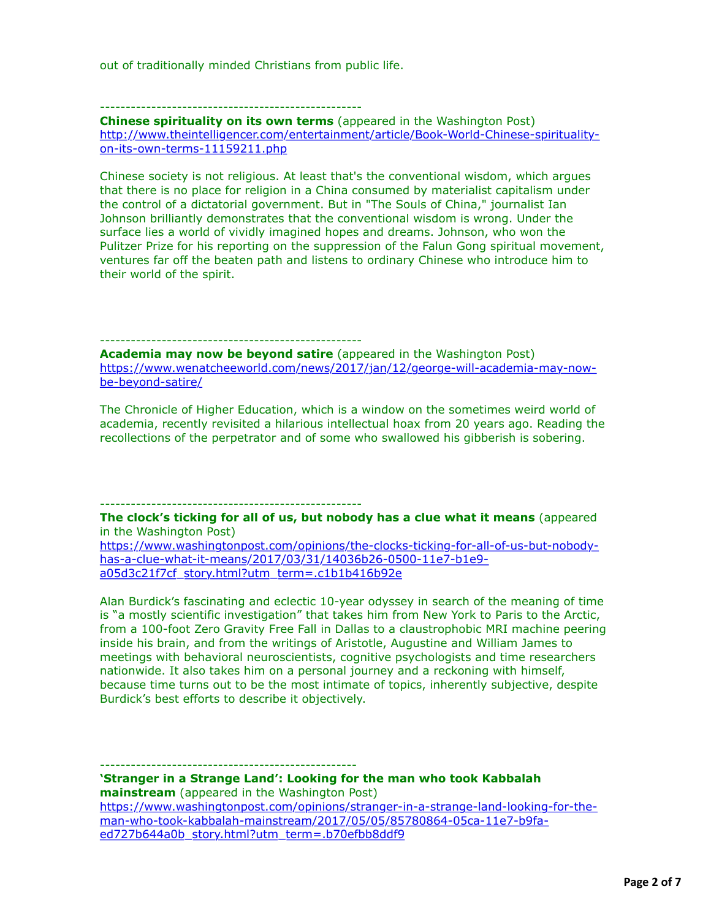out of traditionally minded Christians from public life.

---------------------------------------------------

**Chinese spirituality on its own terms** (appeared in the Washington Post)
http://www.theintelligencer.com/entertainment/article/Book-World-Chinese-spirituality-on-its-own-terms-11159211.php

Chinese society is not religious. At least that's the conventional wisdom, which argues that there is no place for religion in a China consumed by materialist capitalism under the control of a dictatorial government. But in "The Souls of China," journalist Ian Johnson brilliantly demonstrates that the conventional wisdom is wrong. Under the surface lies a world of vividly imagined hopes and dreams. Johnson, who won the Pulitzer Prize for his reporting on the suppression of the Falun Gong spiritual movement, ventures far off the beaten path and listens to ordinary Chinese who introduce him to their world of the spirit.

---------------------------------------------------

**Academia may now be beyond satire** (appeared in the Washington Post)
https://www.wenatcheeworld.com/news/2017/jan/12/george-will-academia-may-now-be-beyond-satire/

The Chronicle of Higher Education, which is a window on the sometimes weird world of academia, recently revisited a hilarious intellectual hoax from 20 years ago. Reading the recollections of the perpetrator and of some who swallowed his gibberish is sobering.

---------------------------------------------------

**The clock's ticking for all of us, but nobody has a clue what it means** (appeared in the Washington Post)
https://www.washingtonpost.com/opinions/the-clocks-ticking-for-all-of-us-but-nobody-has-a-clue-what-it-means/2017/03/31/14036b26-0500-11e7-b1e9-a05d3c21f7cf_story.html?utm_term=.c1b1b416b92e

Alan Burdick's fascinating and eclectic 10-year odyssey in search of the meaning of time is "a mostly scientific investigation" that takes him from New York to Paris to the Arctic, from a 100-foot Zero Gravity Free Fall in Dallas to a claustrophobic MRI machine peering inside his brain, and from the writings of Aristotle, Augustine and William James to meetings with behavioral neuroscientists, cognitive psychologists and time researchers nationwide. It also takes him on a personal journey and a reckoning with himself, because time turns out to be the most intimate of topics, inherently subjective, despite Burdick's best efforts to describe it objectively.

--------------------------------------------------

**'Stranger in a Strange Land': Looking for the man who took Kabbalah mainstream** (appeared in the Washington Post)
https://www.washingtonpost.com/opinions/stranger-in-a-strange-land-looking-for-the-man-who-took-kabbalah-mainstream/2017/05/05/85780864-05ca-11e7-b9fa-ed727b644a0b_story.html?utm_term=.b70efbb8ddf9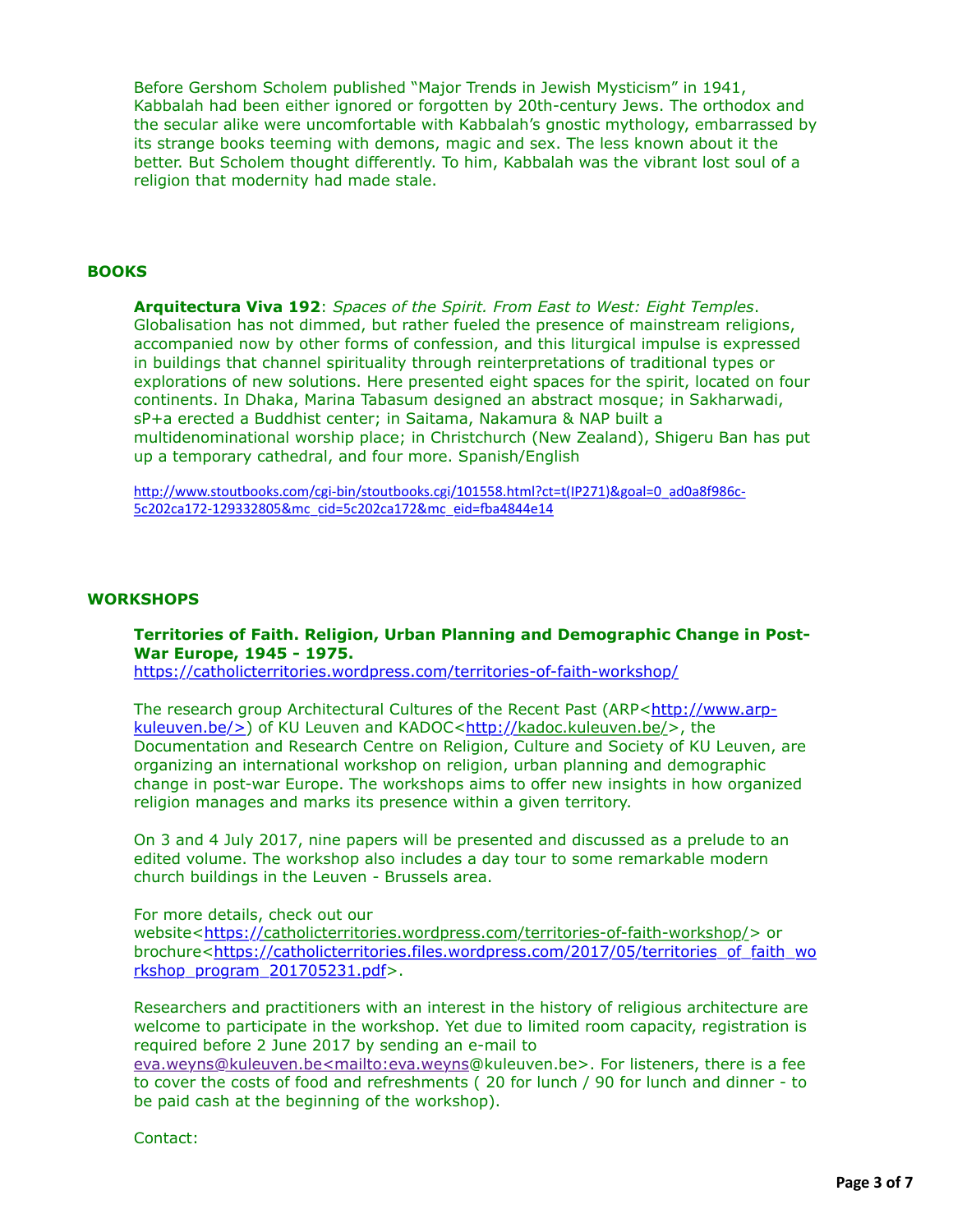Before Gershom Scholem published "Major Trends in Jewish Mysticism" in 1941, Kabbalah had been either ignored or forgotten by 20th-century Jews. The orthodox and the secular alike were uncomfortable with Kabbalah's gnostic mythology, embarrassed by its strange books teeming with demons, magic and sex. The less known about it the better. But Scholem thought differently. To him, Kabbalah was the vibrant lost soul of a religion that modernity had made stale.

## BOOKS

**Arquitectura Viva 192**: *Spaces of the Spirit. From East to West: Eight Temples*. Globalisation has not dimmed, but rather fueled the presence of mainstream religions, accompanied now by other forms of confession, and this liturgical impulse is expressed in buildings that channel spirituality through reinterpretations of traditional types or explorations of new solutions. Here presented eight spaces for the spirit, located on four continents. In Dhaka, Marina Tabasum designed an abstract mosque; in Sakharwadi, sP+a erected a Buddhist center; in Saitama, Nakamura & NAP built a multidenominational worship place; in Christchurch (New Zealand), Shigeru Ban has put up a temporary cathedral, and four more. Spanish/English

http://www.stoutbooks.com/cgi-bin/stoutbooks.cgi/101558.html?ct=t(IP271)&goal=0_ad0a8f986c-5c202ca172-129332805&mc_cid=5c202ca172&mc_eid=fba4844e14

## WORKSHOPS

**Territories of Faith. Religion, Urban Planning and Demographic Change in Post-War Europe, 1945 - 1975.**
https://catholicterritories.wordpress.com/territories-of-faith-workshop/

The research group Architectural Cultures of the Recent Past (ARP<http://www.arp-kuleuven.be/>) of KU Leuven and KADOC<http://kadoc.kuleuven.be/>, the Documentation and Research Centre on Religion, Culture and Society of KU Leuven, are organizing an international workshop on religion, urban planning and demographic change in post-war Europe. The workshops aims to offer new insights in how organized religion manages and marks its presence within a given territory.

On 3 and 4 July 2017, nine papers will be presented and discussed as a prelude to an edited volume. The workshop also includes a day tour to some remarkable modern church buildings in the Leuven - Brussels area.

For more details, check out our website<https://catholicterritories.wordpress.com/territories-of-faith-workshop/> or brochure<https://catholicterritories.files.wordpress.com/2017/05/territories_of_faith_workshop_program_201705231.pdf>.

Researchers and practitioners with an interest in the history of religious architecture are welcome to participate in the workshop. Yet due to limited room capacity, registration is required before 2 June 2017 by sending an e-mail to eva.weyns@kuleuven.be<mailto:eva.weyns@kuleuven.be>. For listeners, there is a fee to cover the costs of food and refreshments ( 20 for lunch / 90 for lunch and dinner - to be paid cash at the beginning of the workshop).

Contact: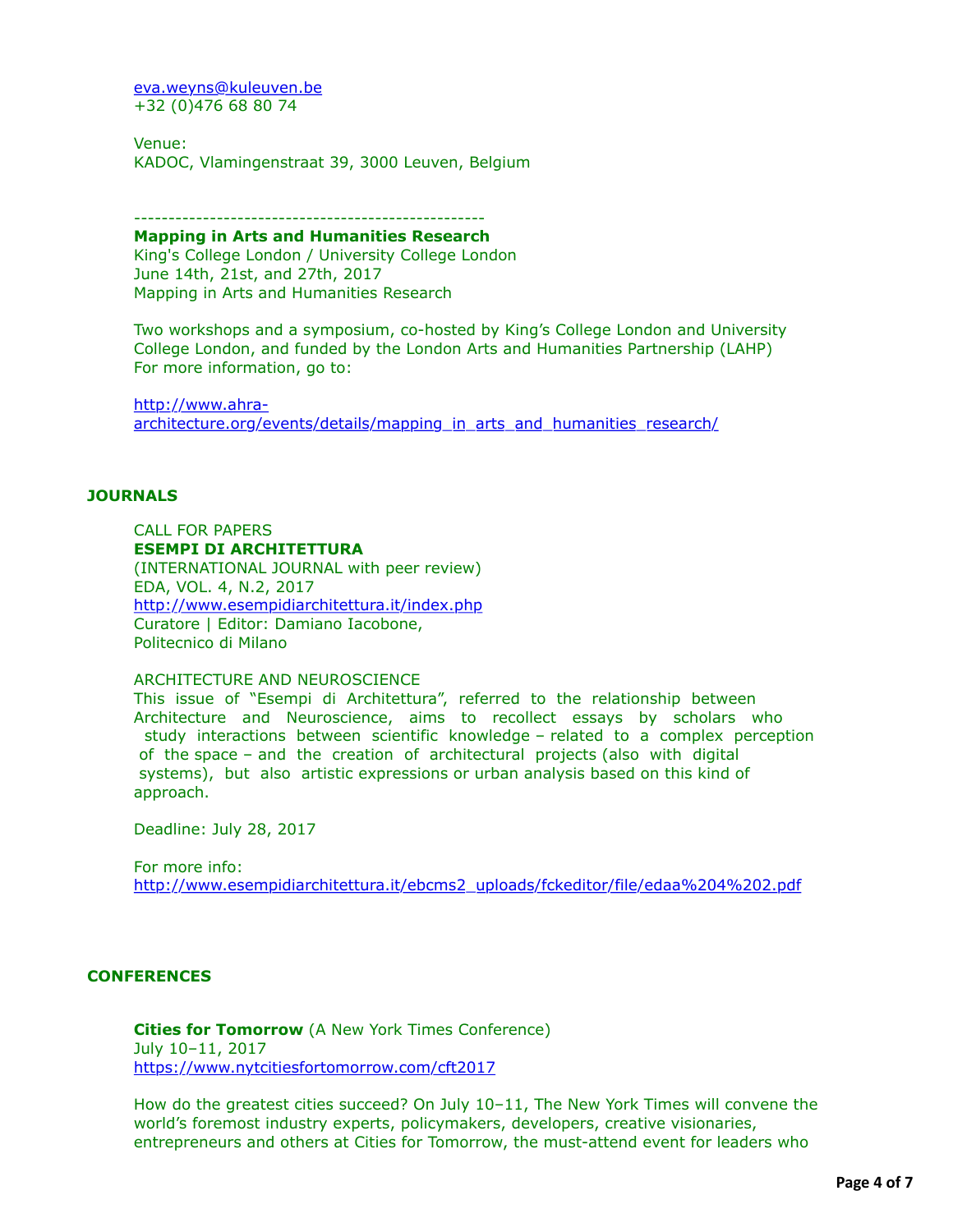eva.weyns@kuleuven.be
+32 (0)476 68 80 74

Venue:
KADOC, Vlamingenstraat 39, 3000 Leuven, Belgium

---

**Mapping in Arts and Humanities Research**
King's College London / University College London
June 14th, 21st, and 27th, 2017
Mapping in Arts and Humanities Research

Two workshops and a symposium, co-hosted by King's College London and University College London, and funded by the London Arts and Humanities Partnership (LAHP)
For more information, go to:

http://www.ahra-architecture.org/events/details/mapping_in_arts_and_humanities_research/

## JOURNALS

CALL FOR PAPERS
**ESEMPI DI ARCHITETTURA**
(INTERNATIONAL JOURNAL with peer review)
EDA, VOL. 4, N.2, 2017
http://www.esempidiarchitettura.it/index.php
Curatore | Editor: Damiano Iacobone,
Politecnico di Milano

ARCHITECTURE AND NEUROSCIENCE
This issue of "Esempi di Architettura", referred to the relationship between Architecture and Neuroscience, aims to recollect essays by scholars who study interactions between scientific knowledge – related to a complex perception of the space – and the creation of architectural projects (also with digital systems), but also artistic expressions or urban analysis based on this kind of approach.

Deadline: July 28, 2017

For more info:
http://www.esempidiarchitettura.it/ebcms2_uploads/fckeditor/file/edaa%204%202.pdf

## CONFERENCES

**Cities for Tomorrow** (A New York Times Conference)
July 10–11, 2017
https://www.nytcitiesfortomorrow.com/cft2017

How do the greatest cities succeed? On July 10–11, The New York Times will convene the world's foremost industry experts, policymakers, developers, creative visionaries, entrepreneurs and others at Cities for Tomorrow, the must-attend event for leaders who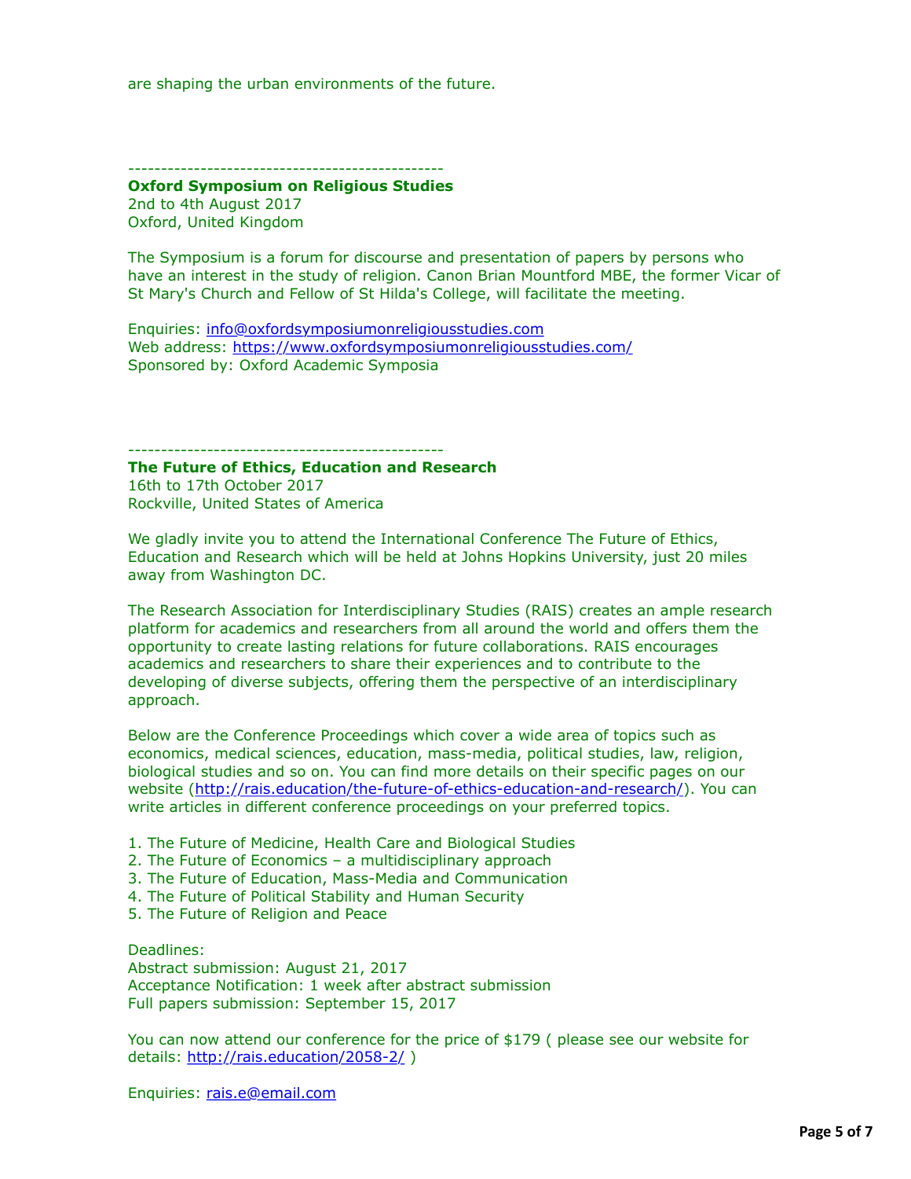are shaping the urban environments of the future.

-----------------------------------------------

**Oxford Symposium on Religious Studies**
2nd to 4th August 2017
Oxford, United Kingdom

The Symposium is a forum for discourse and presentation of papers by persons who have an interest in the study of religion. Canon Brian Mountford MBE, the former Vicar of St Mary's Church and Fellow of St Hilda's College, will facilitate the meeting.

Enquiries: info@oxfordsymposiumonreligiousstudies.com
Web address: https://www.oxfordsymposiumonreligiousstudies.com/
Sponsored by: Oxford Academic Symposia

-----------------------------------------------

**The Future of Ethics, Education and Research**
16th to 17th October 2017
Rockville, United States of America

We gladly invite you to attend the International Conference The Future of Ethics, Education and Research which will be held at Johns Hopkins University, just 20 miles away from Washington DC.

The Research Association for Interdisciplinary Studies (RAIS) creates an ample research platform for academics and researchers from all around the world and offers them the opportunity to create lasting relations for future collaborations. RAIS encourages academics and researchers to share their experiences and to contribute to the developing of diverse subjects, offering them the perspective of an interdisciplinary approach.

Below are the Conference Proceedings which cover a wide area of topics such as economics, medical sciences, education, mass-media, political studies, law, religion, biological studies and so on. You can find more details on their specific pages on our website (http://rais.education/the-future-of-ethics-education-and-research/). You can write articles in different conference proceedings on your preferred topics.

1. The Future of Medicine, Health Care and Biological Studies
2. The Future of Economics – a multidisciplinary approach
3. The Future of Education, Mass-Media and Communication
4. The Future of Political Stability and Human Security
5. The Future of Religion and Peace

Deadlines:
Abstract submission: August 21, 2017
Acceptance Notification: 1 week after abstract submission
Full papers submission: September 15, 2017

You can now attend our conference for the price of $179 ( please see our website for details: http://rais.education/2058-2/ )

Enquiries: rais.e@email.com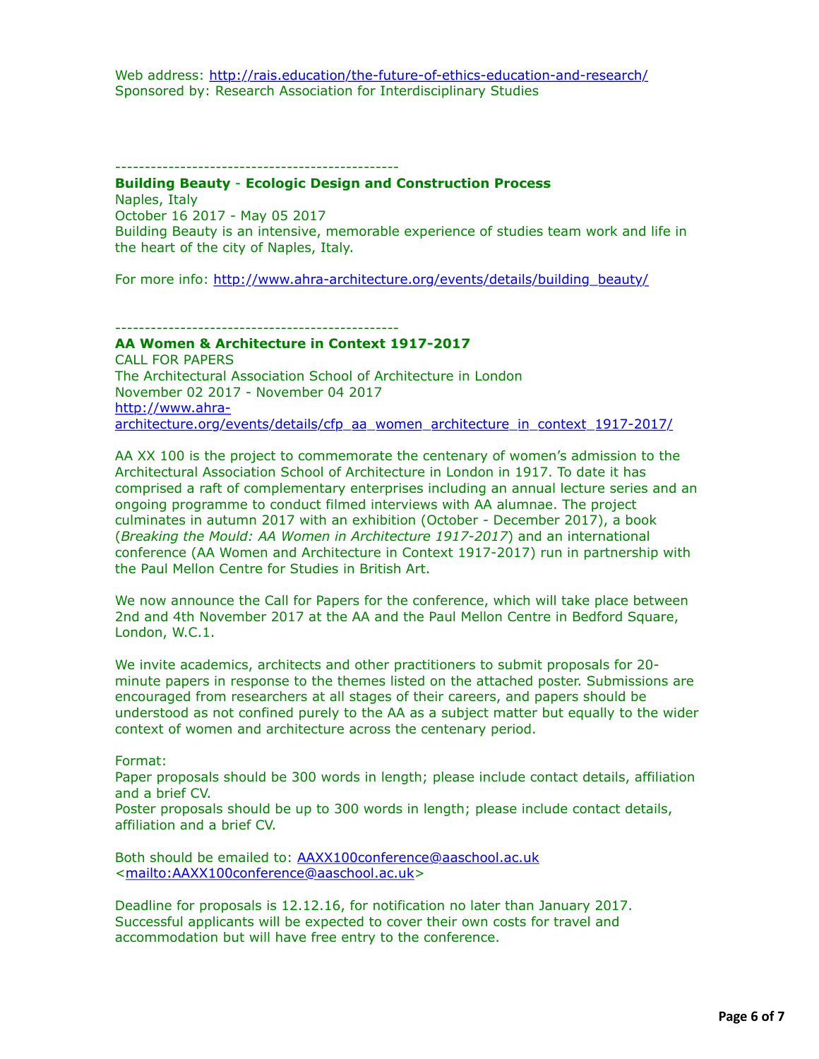Web address: http://rais.education/the-future-of-ethics-education-and-research/
Sponsored by: Research Association for Interdisciplinary Studies

-----------------------------------------------

**Building Beauty** - **Ecologic Design and Construction Process**
Naples, Italy
October 16 2017 - May 05 2017
Building Beauty is an intensive, memorable experience of studies team work and life in the heart of the city of Naples, Italy.

For more info: http://www.ahra-architecture.org/events/details/building_beauty/

-----------------------------------------------

**AA Women & Architecture in Context 1917-2017**
CALL FOR PAPERS
The Architectural Association School of Architecture in London
November 02 2017 - November 04 2017
http://www.ahra-architecture.org/events/details/cfp_aa_women_architecture_in_context_1917-2017/

AA XX 100 is the project to commemorate the centenary of women's admission to the Architectural Association School of Architecture in London in 1917. To date it has comprised a raft of complementary enterprises including an annual lecture series and an ongoing programme to conduct filmed interviews with AA alumnae. The project culminates in autumn 2017 with an exhibition (October - December 2017), a book (*Breaking the Mould: AA Women in Architecture 1917-2017*) and an international conference (AA Women and Architecture in Context 1917-2017) run in partnership with the Paul Mellon Centre for Studies in British Art.

We now announce the Call for Papers for the conference, which will take place between 2nd and 4th November 2017 at the AA and the Paul Mellon Centre in Bedford Square, London, W.C.1.

We invite academics, architects and other practitioners to submit proposals for 20-minute papers in response to the themes listed on the attached poster. Submissions are encouraged from researchers at all stages of their careers, and papers should be understood as not confined purely to the AA as a subject matter but equally to the wider context of women and architecture across the centenary period.

Format:
Paper proposals should be 300 words in length; please include contact details, affiliation and a brief CV.
Poster proposals should be up to 300 words in length; please include contact details, affiliation and a brief CV.

Both should be emailed to: AAXX100conference@aaschool.ac.uk <mailto:AAXX100conference@aaschool.ac.uk>

Deadline for proposals is 12.12.16, for notification no later than January 2017. Successful applicants will be expected to cover their own costs for travel and accommodation but will have free entry to the conference.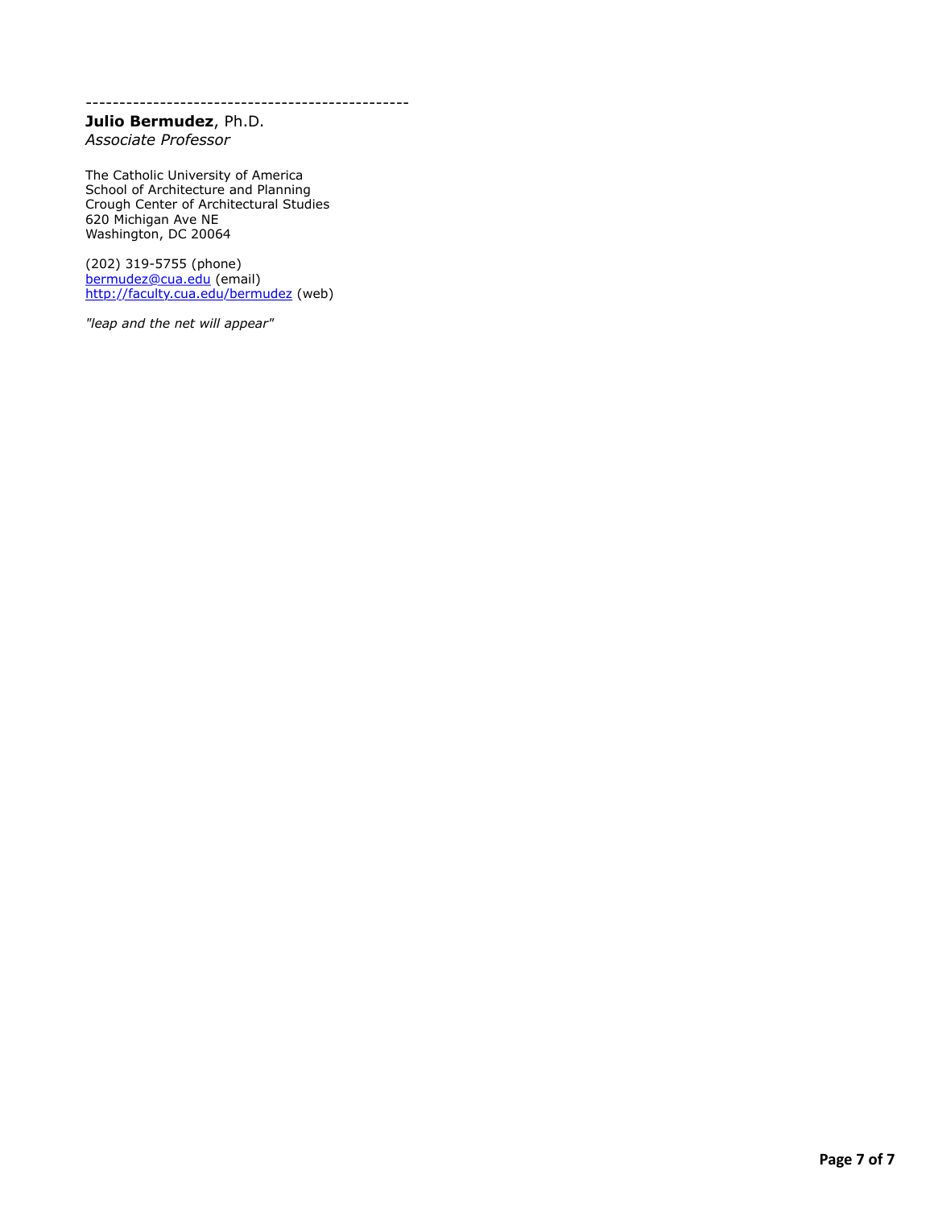-----------------------------------------------

**Julio Bermudez**, Ph.D.
*Associate Professor*

The Catholic University of America
School of Architecture and Planning
Crough Center of Architectural Studies
620 Michigan Ave NE
Washington, DC 20064

(202) 319-5755 (phone)
bermudez@cua.edu (email)
http://faculty.cua.edu/bermudez (web)

*"leap and the net will appear"*